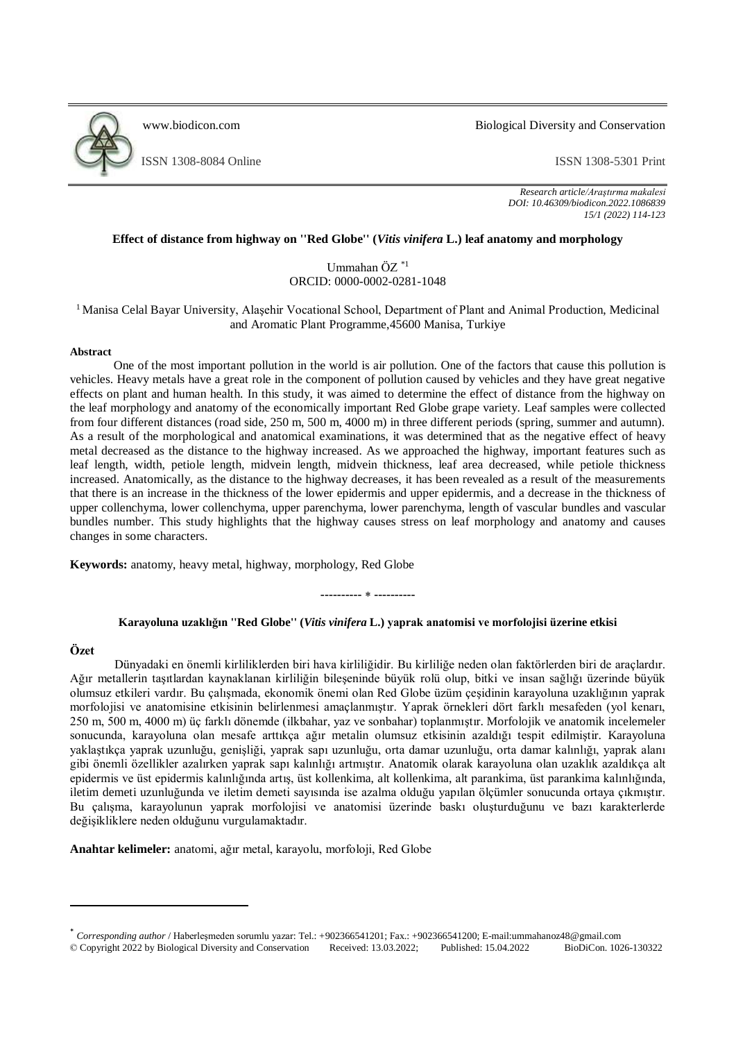www.biodicon.com

Biological Diversity and Conservation

ISSN 1308-8084 Online

ISSN 1308-5301 Print

*Research article/Araştırma makalesi*
*DOI: 10.46309/biodicon.2022.1086839*
*15/1 (2022) 114-123*

# Effect of distance from highway on "Red Globe" (*Vitis vinifera* L.) leaf anatomy and morphology

Ummahan ÖZ [*1]
ORCID: 0000-0002-0281-1048

[1] Manisa Celal Bayar University, Alaşehir Vocational School, Department of Plant and Animal Production, Medicinal and Aromatic Plant Programme,45600 Manisa, Turkiye

## Abstract

One of the most important pollution in the world is air pollution. One of the factors that cause this pollution is vehicles. Heavy metals have a great role in the component of pollution caused by vehicles and they have great negative effects on plant and human health. In this study, it was aimed to determine the effect of distance from the highway on the leaf morphology and anatomy of the economically important Red Globe grape variety. Leaf samples were collected from four different distances (road side, 250 m, 500 m, 4000 m) in three different periods (spring, summer and autumn). As a result of the morphological and anatomical examinations, it was determined that as the negative effect of heavy metal decreased as the distance to the highway increased. As we approached the highway, important features such as leaf length, width, petiole length, midvein length, midvein thickness, leaf area decreased, while petiole thickness increased. Anatomically, as the distance to the highway decreases, it has been revealed as a result of the measurements that there is an increase in the thickness of the lower epidermis and upper epidermis, and a decrease in the thickness of upper collenchyma, lower collenchyma, upper parenchyma, lower parenchyma, length of vascular bundles and vascular bundles number. This study highlights that the highway causes stress on leaf morphology and anatomy and causes changes in some characters.

**Keywords:** anatomy, heavy metal, highway, morphology, Red Globe

---------- * ----------

# Karayoluna uzaklığın "Red Globe" (*Vitis vinifera* L.) yaprak anatomisi ve morfolojisi üzerine etkisi

## Özet

Dünyadaki en önemli kirliliklerden biri hava kirliliğidir. Bu kirliliğe neden olan faktörlerden biri de araçlardır. Ağır metallerin taşıtlardan kaynaklanan kirliliğin bileşeninde büyük rolü olup, bitki ve insan sağlığı üzerinde büyük olumsuz etkileri vardır. Bu çalışmada, ekonomik önemi olan Red Globe üzüm çeşidinin karayoluna uzaklığının yaprak morfolojisi ve anatomisine etkisinin belirlenmesi amaçlanmıştır. Yaprak örnekleri dört farklı mesafeden (yol kenarı, 250 m, 500 m, 4000 m) üç farklı dönemde (ilkbahar, yaz ve sonbahar) toplanmıştır. Morfolojik ve anatomik incelemeler sonucunda, karayoluna olan mesafe arttıkça ağır metalin olumsuz etkisinin azaldığı tespit edilmiştir. Karayoluna yaklaştıkça yaprak uzunluğu, genişliği, yaprak sapı uzunluğu, orta damar uzunluğu, orta damar kalınlığı, yaprak alanı gibi önemli özellikler azalırken yaprak sapı kalınlığı artmıştır. Anatomik olarak karayoluna olan uzaklık azaldıkça alt epidermis ve üst epidermis kalınlığında artış, üst kollenkima, alt kollenkima, alt parankima, üst parankima kalınlığında, iletim demeti uzunluğunda ve iletim demeti sayısında ise azalma olduğu yapılan ölçümler sonucunda ortaya çıkmıştır. Bu çalışma, karayolunun yaprak morfolojisi ve anatomisi üzerinde baskı oluşturduğunu ve bazı karakterlerde değişikliklere neden olduğunu vurgulamaktadır.

**Anahtar kelimeler:** anatomi, ağır metal, karayolu, morfoloji, Red Globe

---

[*] *Corresponding author* / Haberleşmeden sorumlu yazar: Tel.: +902366541201; Fax.: +902366541200; E-mail:ummahanoz48@gmail.com
© Copyright 2022 by Biological Diversity and Conservation Received: 13.03.2022; Published: 15.04.2022 BioDiCon. 1026-130322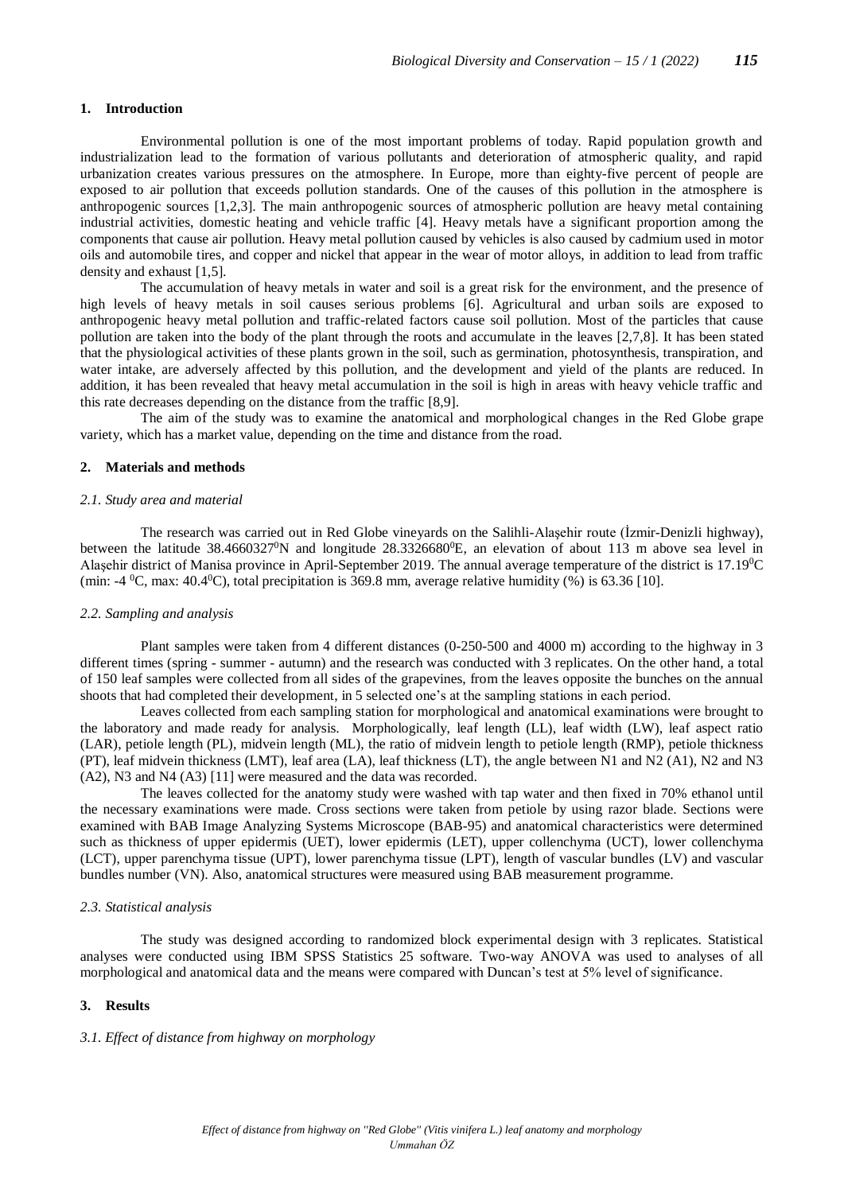## 1. Introduction

Environmental pollution is one of the most important problems of today. Rapid population growth and industrialization lead to the formation of various pollutants and deterioration of atmospheric quality, and rapid urbanization creates various pressures on the atmosphere. In Europe, more than eighty-five percent of people are exposed to air pollution that exceeds pollution standards. One of the causes of this pollution in the atmosphere is anthropogenic sources [1,2,3]. The main anthropogenic sources of atmospheric pollution are heavy metal containing industrial activities, domestic heating and vehicle traffic [4]. Heavy metals have a significant proportion among the components that cause air pollution. Heavy metal pollution caused by vehicles is also caused by cadmium used in motor oils and automobile tires, and copper and nickel that appear in the wear of motor alloys, in addition to lead from traffic density and exhaust [1,5].

The accumulation of heavy metals in water and soil is a great risk for the environment, and the presence of high levels of heavy metals in soil causes serious problems [6]. Agricultural and urban soils are exposed to anthropogenic heavy metal pollution and traffic-related factors cause soil pollution. Most of the particles that cause pollution are taken into the body of the plant through the roots and accumulate in the leaves [2,7,8]. It has been stated that the physiological activities of these plants grown in the soil, such as germination, photosynthesis, transpiration, and water intake, are adversely affected by this pollution, and the development and yield of the plants are reduced. In addition, it has been revealed that heavy metal accumulation in the soil is high in areas with heavy vehicle traffic and this rate decreases depending on the distance from the traffic [8,9].

The aim of the study was to examine the anatomical and morphological changes in the Red Globe grape variety, which has a market value, depending on the time and distance from the road.

## 2. Materials and methods

### *2.1. Study area and material*

The research was carried out in Red Globe vineyards on the Salihli-Alaşehir route (İzmir-Denizli highway), between the latitude 38.4660327$^0$N and longitude 28.3326680$^0$E, an elevation of about 113 m above sea level in Alaşehir district of Manisa province in April-September 2019. The annual average temperature of the district is 17.19$^0$C (min: -4 $^0$C, max: 40.4$^0$C), total precipitation is 369.8 mm, average relative humidity (%) is 63.36 [10].

### *2.2. Sampling and analysis*

Plant samples were taken from 4 different distances (0-250-500 and 4000 m) according to the highway in 3 different times (spring - summer - autumn) and the research was conducted with 3 replicates. On the other hand, a total of 150 leaf samples were collected from all sides of the grapevines, from the leaves opposite the bunches on the annual shoots that had completed their development, in 5 selected one's at the sampling stations in each period.

Leaves collected from each sampling station for morphological and anatomical examinations were brought to the laboratory and made ready for analysis. Morphologically, leaf length (LL), leaf width (LW), leaf aspect ratio (LAR), petiole length (PL), midvein length (ML), the ratio of midvein length to petiole length (RMP), petiole thickness (PT), leaf midvein thickness (LMT), leaf area (LA), leaf thickness (LT), the angle between N1 and N2 (A1), N2 and N3 (A2), N3 and N4 (A3) [11] were measured and the data was recorded.

The leaves collected for the anatomy study were washed with tap water and then fixed in 70% ethanol until the necessary examinations were made. Cross sections were taken from petiole by using razor blade. Sections were examined with BAB Image Analyzing Systems Microscope (BAB-95) and anatomical characteristics were determined such as thickness of upper epidermis (UET), lower epidermis (LET), upper collenchyma (UCT), lower collenchyma (LCT), upper parenchyma tissue (UPT), lower parenchyma tissue (LPT), length of vascular bundles (LV) and vascular bundles number (VN). Also, anatomical structures were measured using BAB measurement programme.

### *2.3. Statistical analysis*

The study was designed according to randomized block experimental design with 3 replicates. Statistical analyses were conducted using IBM SPSS Statistics 25 software. Two-way ANOVA was used to analyses of all morphological and anatomical data and the means were compared with Duncan's test at 5% level of significance.

## 3. Results

### *3.1. Effect of distance from highway on morphology*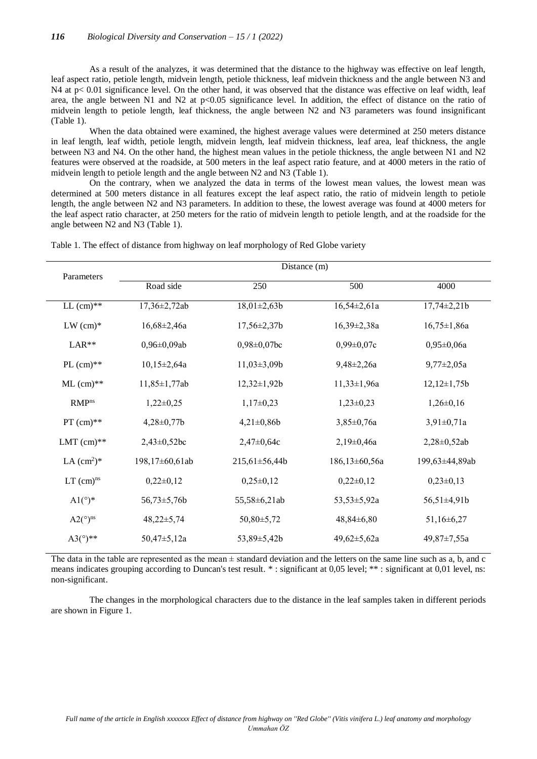As a result of the analyzes, it was determined that the distance to the highway was effective on leaf length, leaf aspect ratio, petiole length, midvein length, petiole thickness, leaf midvein thickness and the angle between N3 and N4 at $p < 0.01$ significance level. On the other hand, it was observed that the distance was effective on leaf width, leaf area, the angle between N1 and N2 at $p<0.05$ significance level. In addition, the effect of distance on the ratio of midvein length to petiole length, leaf thickness, the angle between N2 and N3 parameters was found insignificant (Table 1).

When the data obtained were examined, the highest average values were determined at 250 meters distance in leaf length, leaf width, petiole length, midvein length, leaf midvein thickness, leaf area, leaf thickness, the angle between N3 and N4. On the other hand, the highest mean values in the petiole thickness, the angle between N1 and N2 features were observed at the roadside, at 500 meters in the leaf aspect ratio feature, and at 4000 meters in the ratio of midvein length to petiole length and the angle between N2 and N3 (Table 1).

On the contrary, when we analyzed the data in terms of the lowest mean values, the lowest mean was determined at 500 meters distance in all features except the leaf aspect ratio, the ratio of midvein length to petiole length, the angle between N2 and N3 parameters. In addition to these, the lowest average was found at 4000 meters for the leaf aspect ratio character, at 250 meters for the ratio of midvein length to petiole length, and at the roadside for the angle between N2 and N3 (Table 1).

Table 1. The effect of distance from highway on leaf morphology of Red Globe variety

| Parameters | Distance (m) | | | |
|---|---|---|---|---|
| | Road side | 250 | 500 | 4000 |
| LL (cm)** | 17,36±2,72ab | 18,01±2,63b | 16,54±2,61a | 17,74±2,21b |
| LW (cm)* | 16,68±2,46a | 17,56±2,37b | 16,39±2,38a | 16,75±1,86a |
| LAR** | 0,96±0,09ab | 0,98±0,07bc | 0,99±0,07c | 0,95±0,06a |
| PL (cm)** | 10,15±2,64a | 11,03±3,09b | 9,48±2,26a | 9,77±2,05a |
| ML (cm)** | 11,85±1,77ab | 12,32±1,92b | 11,33±1,96a | 12,12±1,75b |
| RMP$^{ns}$ | 1,22±0,25 | 1,17±0,23 | 1,23±0,23 | 1,26±0,16 |
| PT (cm)** | 4,28±0,77b | 4,21±0,86b | 3,85±0,76a | 3,91±0,71a |
| LMT (cm)** | 2,43±0,52bc | 2,47±0,64c | 2,19±0,46a | 2,28±0,52ab |
| LA (cm$^2$)* | 198,17±60,61ab | 215,61±56,44b | 186,13±60,56a | 199,63±44,89ab |
| LT (cm)$^{ns}$ | 0,22±0,12 | 0,25±0,12 | 0,22±0,12 | 0,23±0,13 |
| A1(°)* | 56,73±5,76b | 55,58±6,21ab | 53,53±5,92a | 56,51±4,91b |
| A2(°)$^{ns}$ | 48,22±5,74 | 50,80±5,72 | 48,84±6,80 | 51,16±6,27 |
| A3(°)** | 50,47±5,12a | 53,89±5,42b | 49,62±5,62a | 49,87±7,55a |

The data in the table are represented as the mean ± standard deviation and the letters on the same line such as a, b, and c means indicates grouping according to Duncan's test result. * : significant at 0,05 level; ** : significant at 0,01 level, ns: non-significant.

The changes in the morphological characters due to the distance in the leaf samples taken in different periods are shown in Figure 1.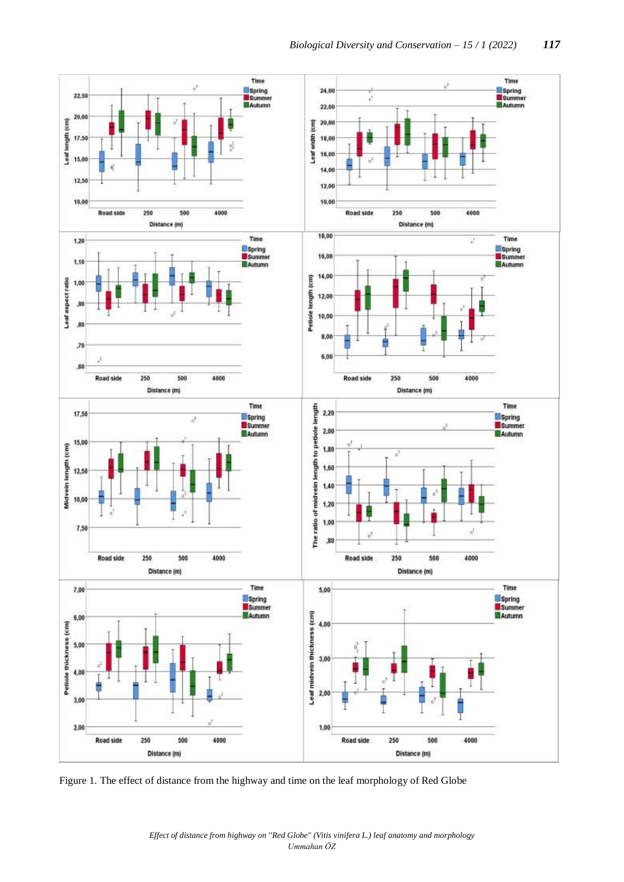Figure 1. The effect of distance from the highway and time on the leaf morphology of Red Globe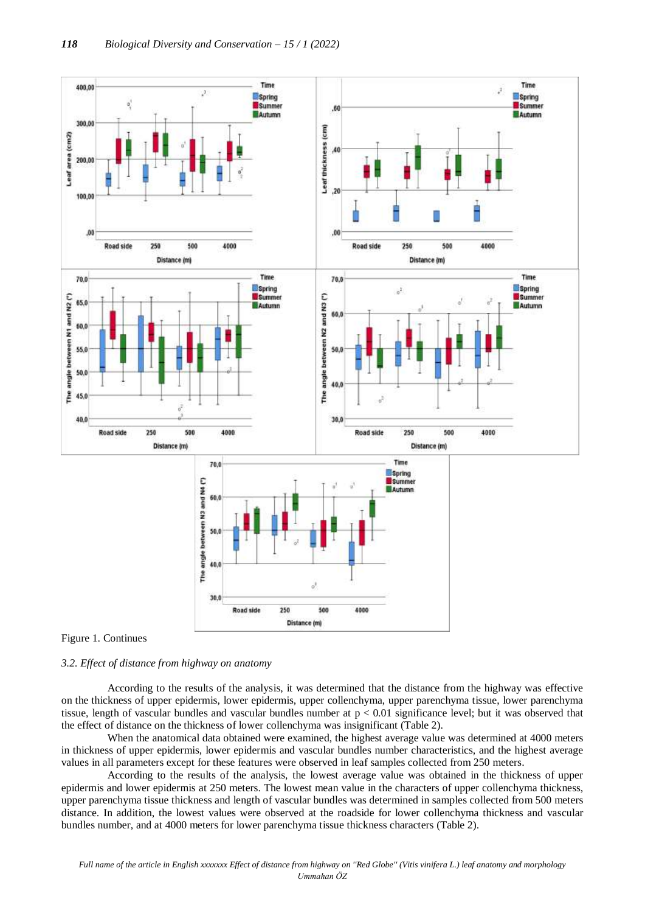Figure 1. Continues

### *3.2. Effect of distance from highway on anatomy*

According to the results of the analysis, it was determined that the distance from the highway was effective on the thickness of upper epidermis, lower epidermis, upper collenchyma, upper parenchyma tissue, lower parenchyma tissue, length of vascular bundles and vascular bundles number at $p < 0.01$ significance level; but it was observed that the effect of distance on the thickness of lower collenchyma was insignificant (Table 2).

When the anatomical data obtained were examined, the highest average value was determined at 4000 meters in thickness of upper epidermis, lower epidermis and vascular bundles number characteristics, and the highest average values in all parameters except for these features were observed in leaf samples collected from 250 meters.

According to the results of the analysis, the lowest average value was obtained in the thickness of upper epidermis and lower epidermis at 250 meters. The lowest mean value in the characters of upper collenchyma thickness, upper parenchyma tissue thickness and length of vascular bundles was determined in samples collected from 500 meters distance. In addition, the lowest values were observed at the roadside for lower collenchyma thickness and vascular bundles number, and at 4000 meters for lower parenchyma tissue thickness characters (Table 2).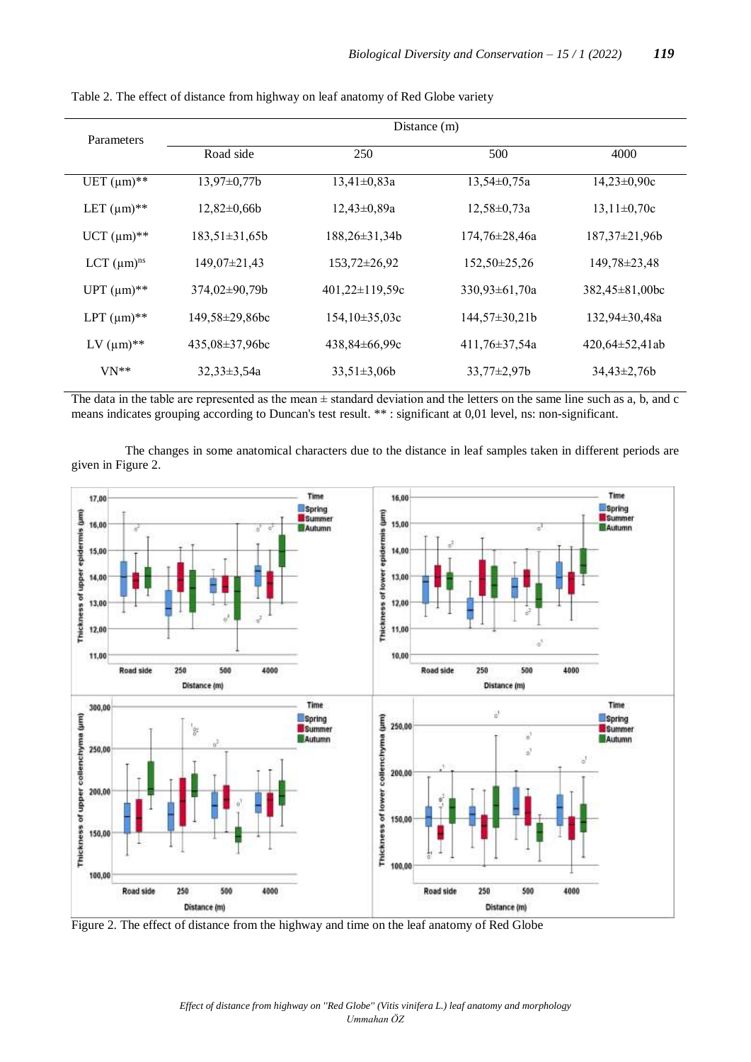Table 2. The effect of distance from highway on leaf anatomy of Red Globe variety

| Parameters | Distance (m) | | | |
|---|---|---|---|---|
| | Road side | 250 | 500 | 4000 |
| UET (µm)** | 13,97±0,77b | 13,41±0,83a | 13,54±0,75a | 14,23±0,90c |
| LET (µm)** | 12,82±0,66b | 12,43±0,89a | 12,58±0,73a | 13,11±0,70c |
| UCT (µm)** | 183,51±31,65b | 188,26±31,34b | 174,76±28,46a | 187,37±21,96b |
| LCT (µm)$^{ns}$ | 149,07±21,43 | 153,72±26,92 | 152,50±25,26 | 149,78±23,48 |
| UPT (µm)** | 374,02±90,79b | 401,22±119,59c | 330,93±61,70a | 382,45±81,00bc |
| LPT (µm)** | 149,58±29,86bc | 154,10±35,03c | 144,57±30,21b | 132,94±30,48a |
| LV (µm)** | 435,08±37,96bc | 438,84±66,99c | 411,76±37,54a | 420,64±52,41ab |
| VN** | 32,33±3,54a | 33,51±3,06b | 33,77±2,97b | 34,43±2,76b |

The data in the table are represented as the mean ± standard deviation and the letters on the same line such as a, b, and c means indicates grouping according to Duncan's test result. ** : significant at 0,01 level, ns: non-significant.

The changes in some anatomical characters due to the distance in leaf samples taken in different periods are given in Figure 2.

Figure 2. The effect of distance from the highway and time on the leaf anatomy of Red Globe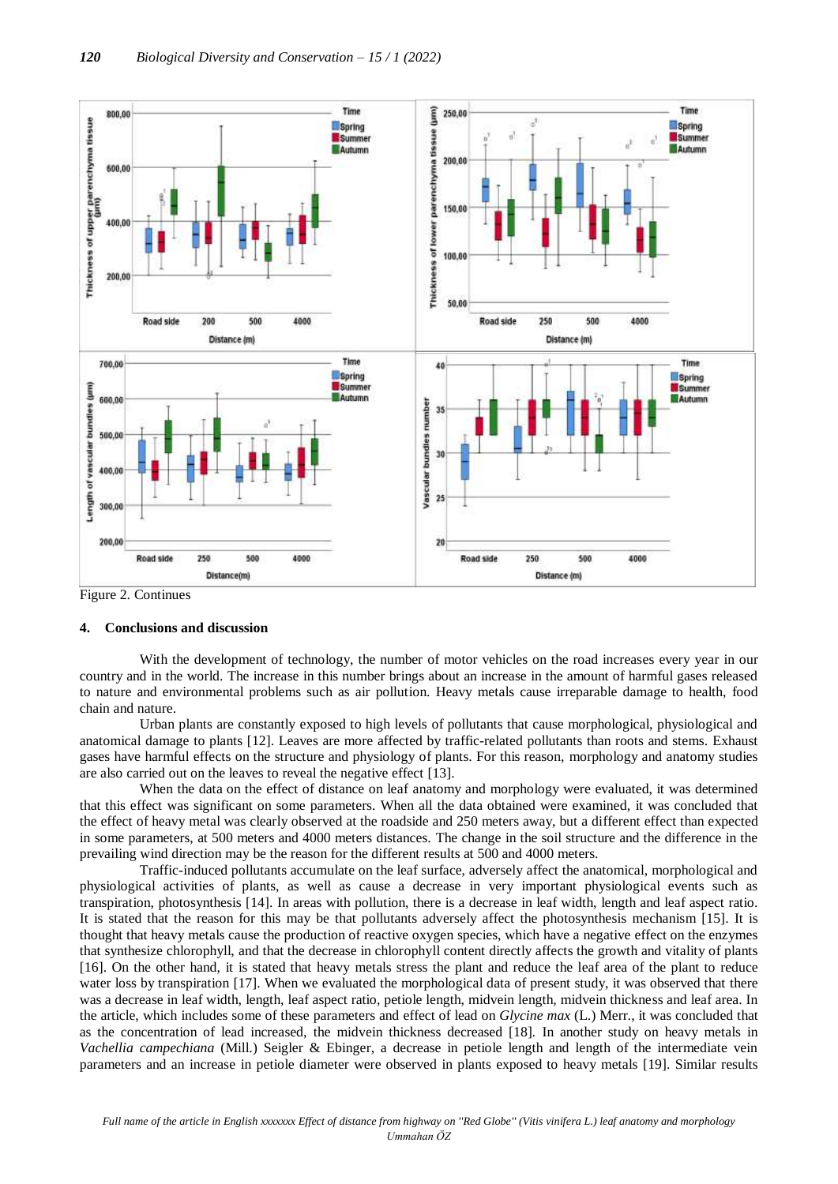Figure 2. Continues

## 4. Conclusions and discussion

With the development of technology, the number of motor vehicles on the road increases every year in our country and in the world. The increase in this number brings about an increase in the amount of harmful gases released to nature and environmental problems such as air pollution. Heavy metals cause irreparable damage to health, food chain and nature.

Urban plants are constantly exposed to high levels of pollutants that cause morphological, physiological and anatomical damage to plants [12]. Leaves are more affected by traffic-related pollutants than roots and stems. Exhaust gases have harmful effects on the structure and physiology of plants. For this reason, morphology and anatomy studies are also carried out on the leaves to reveal the negative effect [13].

When the data on the effect of distance on leaf anatomy and morphology were evaluated, it was determined that this effect was significant on some parameters. When all the data obtained were examined, it was concluded that the effect of heavy metal was clearly observed at the roadside and 250 meters away, but a different effect than expected in some parameters, at 500 meters and 4000 meters distances. The change in the soil structure and the difference in the prevailing wind direction may be the reason for the different results at 500 and 4000 meters.

Traffic-induced pollutants accumulate on the leaf surface, adversely affect the anatomical, morphological and physiological activities of plants, as well as cause a decrease in very important physiological events such as transpiration, photosynthesis [14]. In areas with pollution, there is a decrease in leaf width, length and leaf aspect ratio. It is stated that the reason for this may be that pollutants adversely affect the photosynthesis mechanism [15]. It is thought that heavy metals cause the production of reactive oxygen species, which have a negative effect on the enzymes that synthesize chlorophyll, and that the decrease in chlorophyll content directly affects the growth and vitality of plants [16]. On the other hand, it is stated that heavy metals stress the plant and reduce the leaf area of the plant to reduce water loss by transpiration [17]. When we evaluated the morphological data of present study, it was observed that there was a decrease in leaf width, length, leaf aspect ratio, petiole length, midvein length, midvein thickness and leaf area. In the article, which includes some of these parameters and effect of lead on *Glycine max* (L.) Merr., it was concluded that as the concentration of lead increased, the midvein thickness decreased [18]. In another study on heavy metals in *Vachellia campechiana* (Mill.) Seigler & Ebinger, a decrease in petiole length and length of the intermediate vein parameters and an increase in petiole diameter were observed in plants exposed to heavy metals [19]. Similar results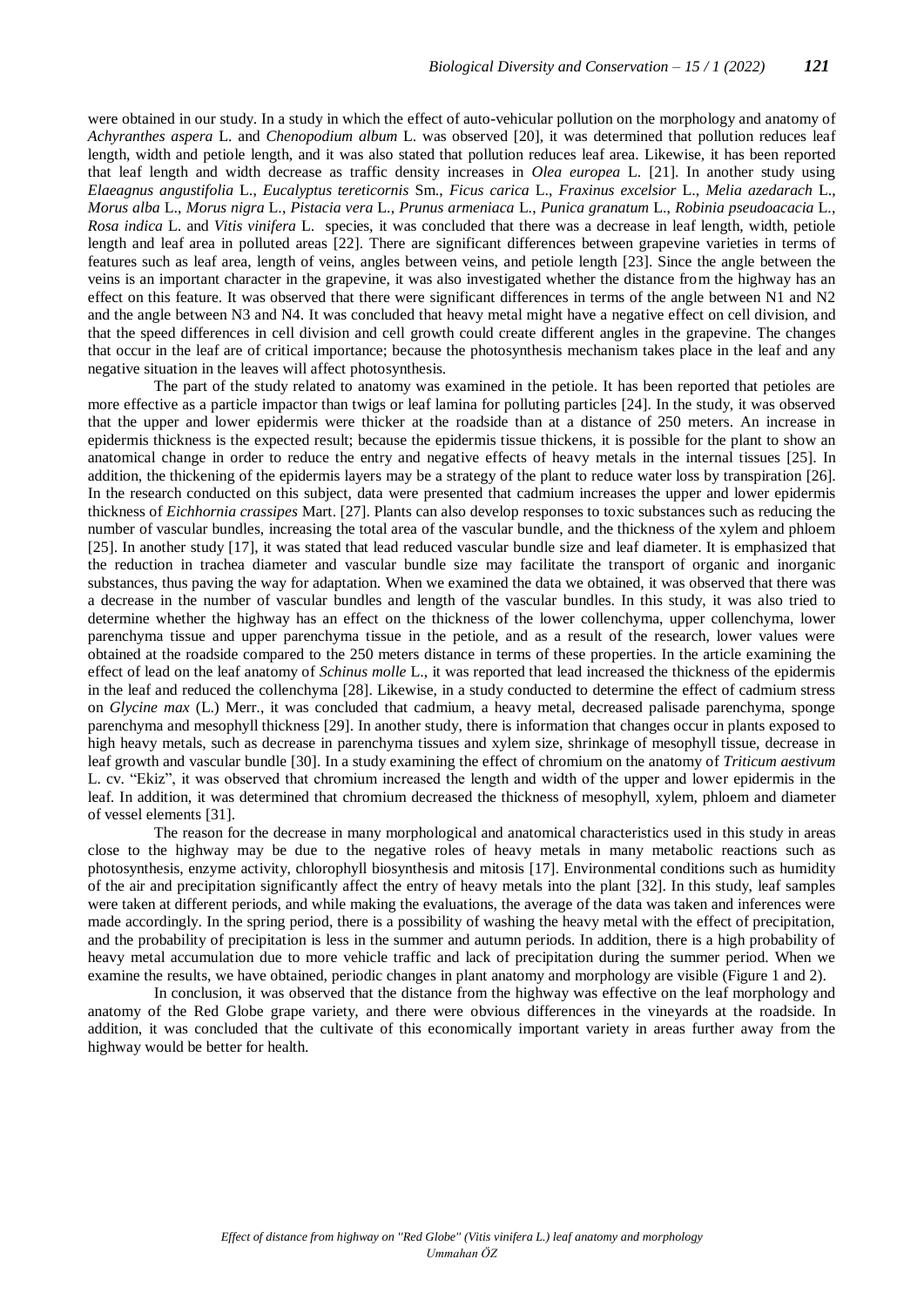were obtained in our study. In a study in which the effect of auto-vehicular pollution on the morphology and anatomy of *Achyranthes aspera* L. and *Chenopodium album* L. was observed [20], it was determined that pollution reduces leaf length, width and petiole length, and it was also stated that pollution reduces leaf area. Likewise, it has been reported that leaf length and width decrease as traffic density increases in *Olea europea* L. [21]. In another study using *Elaeagnus angustifolia* L., *Eucalyptus tereticornis* Sm., *Ficus carica* L., *Fraxinus excelsior* L., *Melia azedarach* L., *Morus alba* L., *Morus nigra* L., *Pistacia vera* L., *Prunus armeniaca* L., *Punica granatum* L., *Robinia pseudoacacia* L., *Rosa indica* L. and *Vitis vinifera* L. species, it was concluded that there was a decrease in leaf length, width, petiole length and leaf area in polluted areas [22]. There are significant differences between grapevine varieties in terms of features such as leaf area, length of veins, angles between veins, and petiole length [23]. Since the angle between the veins is an important character in the grapevine, it was also investigated whether the distance from the highway has an effect on this feature. It was observed that there were significant differences in terms of the angle between N1 and N2 and the angle between N3 and N4. It was concluded that heavy metal might have a negative effect on cell division, and that the speed differences in cell division and cell growth could create different angles in the grapevine. The changes that occur in the leaf are of critical importance; because the photosynthesis mechanism takes place in the leaf and any negative situation in the leaves will affect photosynthesis.

The part of the study related to anatomy was examined in the petiole. It has been reported that petioles are more effective as a particle impactor than twigs or leaf lamina for polluting particles [24]. In the study, it was observed that the upper and lower epidermis were thicker at the roadside than at a distance of 250 meters. An increase in epidermis thickness is the expected result; because the epidermis tissue thickens, it is possible for the plant to show an anatomical change in order to reduce the entry and negative effects of heavy metals in the internal tissues [25]. In addition, the thickening of the epidermis layers may be a strategy of the plant to reduce water loss by transpiration [26]. In the research conducted on this subject, data were presented that cadmium increases the upper and lower epidermis thickness of *Eichhornia crassipes* Mart. [27]. Plants can also develop responses to toxic substances such as reducing the number of vascular bundles, increasing the total area of the vascular bundle, and the thickness of the xylem and phloem [25]. In another study [17], it was stated that lead reduced vascular bundle size and leaf diameter. It is emphasized that the reduction in trachea diameter and vascular bundle size may facilitate the transport of organic and inorganic substances, thus paving the way for adaptation. When we examined the data we obtained, it was observed that there was a decrease in the number of vascular bundles and length of the vascular bundles. In this study, it was also tried to determine whether the highway has an effect on the thickness of the lower collenchyma, upper collenchyma, lower parenchyma tissue and upper parenchyma tissue in the petiole, and as a result of the research, lower values were obtained at the roadside compared to the 250 meters distance in terms of these properties. In the article examining the effect of lead on the leaf anatomy of *Schinus molle* L., it was reported that lead increased the thickness of the epidermis in the leaf and reduced the collenchyma [28]. Likewise, in a study conducted to determine the effect of cadmium stress on *Glycine max* (L.) Merr., it was concluded that cadmium, a heavy metal, decreased palisade parenchyma, sponge parenchyma and mesophyll thickness [29]. In another study, there is information that changes occur in plants exposed to high heavy metals, such as decrease in parenchyma tissues and xylem size, shrinkage of mesophyll tissue, decrease in leaf growth and vascular bundle [30]. In a study examining the effect of chromium on the anatomy of *Triticum aestivum* L. cv. "Ekiz", it was observed that chromium increased the length and width of the upper and lower epidermis in the leaf. In addition, it was determined that chromium decreased the thickness of mesophyll, xylem, phloem and diameter of vessel elements [31].

The reason for the decrease in many morphological and anatomical characteristics used in this study in areas close to the highway may be due to the negative roles of heavy metals in many metabolic reactions such as photosynthesis, enzyme activity, chlorophyll biosynthesis and mitosis [17]. Environmental conditions such as humidity of the air and precipitation significantly affect the entry of heavy metals into the plant [32]. In this study, leaf samples were taken at different periods, and while making the evaluations, the average of the data was taken and inferences were made accordingly. In the spring period, there is a possibility of washing the heavy metal with the effect of precipitation, and the probability of precipitation is less in the summer and autumn periods. In addition, there is a high probability of heavy metal accumulation due to more vehicle traffic and lack of precipitation during the summer period. When we examine the results, we have obtained, periodic changes in plant anatomy and morphology are visible (Figure 1 and 2).

In conclusion, it was observed that the distance from the highway was effective on the leaf morphology and anatomy of the Red Globe grape variety, and there were obvious differences in the vineyards at the roadside. In addition, it was concluded that the cultivate of this economically important variety in areas further away from the highway would be better for health.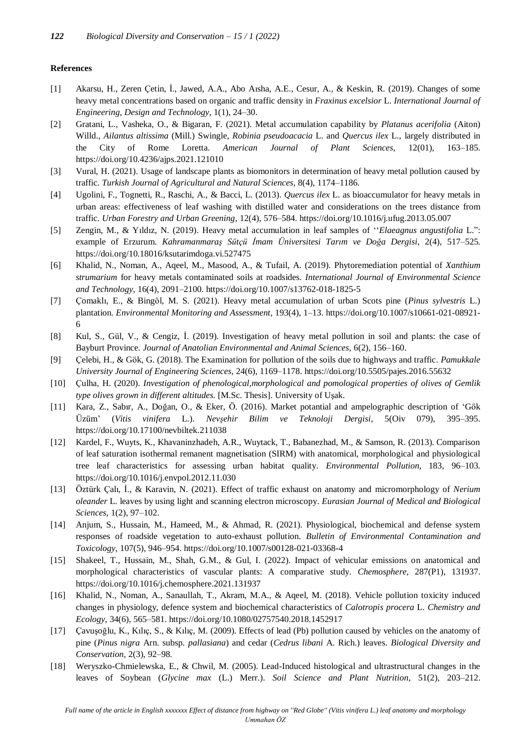**References**

[1] Akarsu, H., Zeren Çetin, İ., Jawed, A.A., Abo Aısha, A.E., Cesur, A., & Keskin, R. (2019). Changes of some heavy metal concentrations based on organic and traffic density in *Fraxinus excelsior* L. *International Journal of Engineering, Design and Technology*, 1(1), 24–30.

[2] Gratani, L., Vasheka, O., & Bigaran, F. (2021). Metal accumulation capability by *Platanus acerifolia* (Aiton) Willd., *Ailantus altissima* (Mill.) Swingle, *Robinia pseudoacacia* L. and *Quercus ilex* L., largely distributed in the City of Rome Loretta. *American Journal of Plant Sciences*, 12(01), 163–185. https://doi.org/10.4236/ajps.2021.121010

[3] Vural, H. (2021). Usage of landscape plants as biomonitors in determination of heavy metal pollution caused by traffic. *Turkish Journal of Agricultural and Natural Sciences*, 8(4), 1174–1186.

[4] Ugolini, F., Tognetti, R., Raschi, A., & Bacci, L. (2013). *Quercus ilex* L. as bioaccumulator for heavy metals in urban areas: effectiveness of leaf washing with distilled water and considerations on the trees distance from traffic. *Urban Forestry and Urban Greening*, 12(4), 576–584. https://doi.org/10.1016/j.ufug.2013.05.007

[5] Zengin, M., & Yıldız, N. (2019). Heavy metal accumulation in leaf samples of ''*Elaeagnus angustifolia* L.": example of Erzurum. *Kahramanmaraş Sütçü İmam Üniversitesi Tarım ve Doğa Dergisi*, 2(4), 517–525. https://doi.org/10.18016/ksutarimdoga.vi.527475

[6] Khalid, N., Noman, A., Aqeel, M., Masood, A., & Tufail, A. (2019). Phytoremediation potential of *Xanthium strumarium* for heavy metals contaminated soils at roadsides. *International Journal of Environmental Science and Technology*, 16(4), 2091–2100. https://doi.org/10.1007/s13762-018-1825-5

[7] Çomaklı, E., & Bingöl, M. S. (2021). Heavy metal accumulation of urban Scots pine (*Pinus sylvestris* L.) plantation. *Environmental Monitoring and Assessment*, 193(4), 1–13. https://doi.org/10.1007/s10661-021-08921-6

[8] Kul, S., Gül, V., & Cengiz, İ. (2019). Investigation of heavy metal pollution in soil and plants: the case of Bayburt Province. *Journal of Anatolian Environmental and Animal Sciences*, 6(2), 156–160.

[9] Çelebi, H., & Gök, G. (2018). The Examination for pollution of the soils due to highways and traffic. *Pamukkale University Journal of Engineering Sciences*, 24(6), 1169–1178. https://doi.org/10.5505/pajes.2016.55632

[10] Çulha, H. (2020). *Investigation of phenological,morphological and pomological properties of olives of Gemlik type olives grown in different altitudes.* [M.Sc. Thesis]. University of Uşak.

[11] Kara, Z., Sabır, A., Doğan, O., & Eker, Ö. (2016). Market potantial and ampelographic description of 'Gök Üzüm' (*Vitis vinifera* L.). *Nevşehir Bilim ve Teknoloji Dergisi*, 5(Oiv 079), 395–395. https://doi.org/10.17100/nevbiltek.211038

[12] Kardel, F., Wuyts, K., Khavaninzhadeh, A.R., Wuytack, T., Babanezhad, M., & Samson, R. (2013). Comparison of leaf saturation isothermal remanent magnetisation (SIRM) with anatomical, morphological and physiological tree leaf characteristics for assessing urban habitat quality. *Environmental Pollution*, 183, 96–103. https://doi.org/10.1016/j.envpol.2012.11.030

[13] Öztürk Çalı, İ., & Karavin, N. (2021). Effect of traffic exhaust on anatomy and micromorphology of *Nerium oleander* L. leaves by using light and scanning electron microscopy. *Eurasian Journal of Medical and Biological Sciences*, 1(2), 97–102.

[14] Anjum, S., Hussain, M., Hameed, M., & Ahmad, R. (2021). Physiological, biochemical and defense system responses of roadside vegetation to auto-exhaust pollution. *Bulletin of Environmental Contamination and Toxicology*, 107(5), 946–954. https://doi.org/10.1007/s00128-021-03368-4

[15] Shakeel, T., Hussain, M., Shah, G.M., & Gul, I. (2022). Impact of vehicular emissions on anatomical and morphological characteristics of vascular plants: A comparative study. *Chemosphere*, 287(P1), 131937. https://doi.org/10.1016/j.chemosphere.2021.131937

[16] Khalid, N., Noman, A., Sanaullah, T., Akram, M.A., & Aqeel, M. (2018). Vehicle pollution toxicity induced changes in physiology, defence system and biochemical characteristics of *Calotropis procera* L. *Chemistry and Ecology*, 34(6), 565–581. https://doi.org/10.1080/02757540.2018.1452917

[17] Çavuşoğlu, K., Kılıç, S., & Kılıç, M. (2009). Effects of lead (Pb) pollution caused by vehicles on the anatomy of pine (*Pinus nigra* Arn. subsp. *pallasiana*) and cedar (*Cedrus libani* A. Rich.) leaves. *Biological Diversity and Conservation*, 2(3), 92–98.

[18] Weryszko-Chmielewska, E., & Chwil, M. (2005). Lead-Induced histological and ultrastructural changes in the leaves of Soybean (*Glycine max* (L.) Merr.). *Soil Science and Plant Nutrition*, 51(2), 203–212.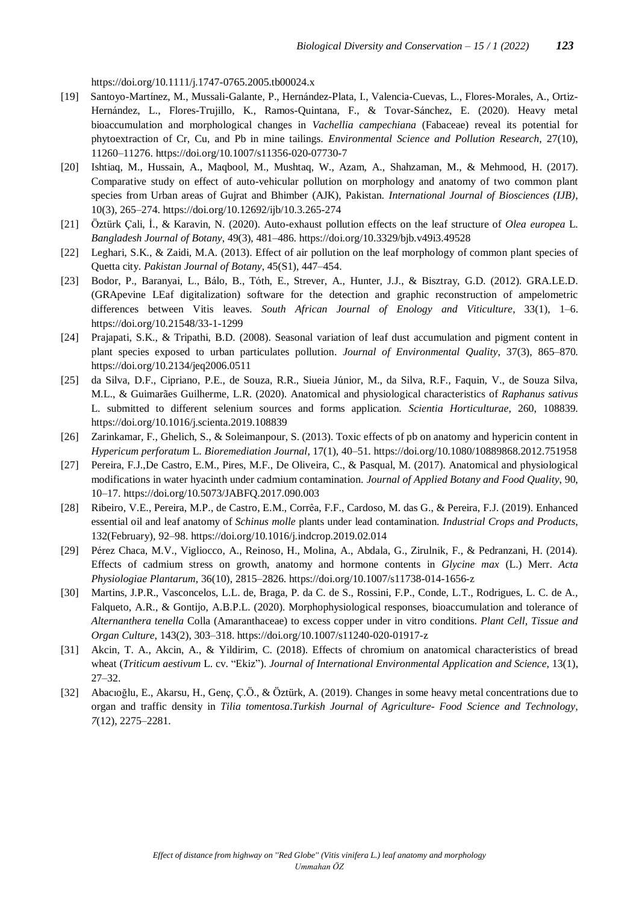https://doi.org/10.1111/j.1747-0765.2005.tb00024.x

[19] Santoyo-Martínez, M., Mussali-Galante, P., Hernández-Plata, I., Valencia-Cuevas, L., Flores-Morales, A., Ortiz-Hernández, L., Flores-Trujillo, K., Ramos-Quintana, F., & Tovar-Sánchez, E. (2020). Heavy metal bioaccumulation and morphological changes in *Vachellia campechiana* (Fabaceae) reveal its potential for phytoextraction of Cr, Cu, and Pb in mine tailings. *Environmental Science and Pollution Research*, 27(10), 11260–11276. https://doi.org/10.1007/s11356-020-07730-7

[20] Ishtiaq, M., Hussain, A., Maqbool, M., Mushtaq, W., Azam, A., Shahzaman, M., & Mehmood, H. (2017). Comparative study on effect of auto-vehicular pollution on morphology and anatomy of two common plant species from Urban areas of Gujrat and Bhimber (AJK), Pakistan. *International Journal of Biosciences (IJB)*, 10(3), 265–274. https://doi.org/10.12692/ijb/10.3.265-274

[21] Öztürk Çali, İ., & Karavin, N. (2020). Auto-exhaust pollution effects on the leaf structure of *Olea europea* L. *Bangladesh Journal of Botany*, 49(3), 481–486. https://doi.org/10.3329/bjb.v49i3.49528

[22] Leghari, S.K., & Zaidi, M.A. (2013). Effect of air pollution on the leaf morphology of common plant species of Quetta city. *Pakistan Journal of Botany*, 45(S1), 447–454.

[23] Bodor, P., Baranyai, L., Bálo, B., Tóth, E., Strever, A., Hunter, J.J., & Bisztray, G.D. (2012). GRA.LE.D. (GRApevine LEaf digitalization) software for the detection and graphic reconstruction of ampelometric differences between Vitis leaves. *South African Journal of Enology and Viticulture*, 33(1), 1–6. https://doi.org/10.21548/33-1-1299

[24] Prajapati, S.K., & Tripathi, B.D. (2008). Seasonal variation of leaf dust accumulation and pigment content in plant species exposed to urban particulates pollution. *Journal of Environmental Quality*, 37(3), 865–870. https://doi.org/10.2134/jeq2006.0511

[25] da Silva, D.F., Cipriano, P.E., de Souza, R.R., Siueia Júnior, M., da Silva, R.F., Faquin, V., de Souza Silva, M.L., & Guimarães Guilherme, L.R. (2020). Anatomical and physiological characteristics of *Raphanus sativus* L. submitted to different selenium sources and forms application. *Scientia Horticulturae*, 260, 108839. https://doi.org/10.1016/j.scienta.2019.108839

[26] Zarinkamar, F., Ghelich, S., & Soleimanpour, S. (2013). Toxic effects of pb on anatomy and hypericin content in *Hypericum perforatum* L. *Bioremediation Journal*, 17(1), 40–51. https://doi.org/10.1080/10889868.2012.751958

[27] Pereira, F.J.,De Castro, E.M., Pires, M.F., De Oliveira, C., & Pasqual, M. (2017). Anatomical and physiological modifications in water hyacinth under cadmium contamination. *Journal of Applied Botany and Food Quality*, 90, 10–17. https://doi.org/10.5073/JABFQ.2017.090.003

[28] Ribeiro, V.E., Pereira, M.P., de Castro, E.M., Corrêa, F.F., Cardoso, M. das G., & Pereira, F.J. (2019). Enhanced essential oil and leaf anatomy of *Schinus molle* plants under lead contamination. *Industrial Crops and Products*, 132(February), 92–98. https://doi.org/10.1016/j.indcrop.2019.02.014

[29] Pérez Chaca, M.V., Vigliocco, A., Reinoso, H., Molina, A., Abdala, G., Zirulnik, F., & Pedranzani, H. (2014). Effects of cadmium stress on growth, anatomy and hormone contents in *Glycine max* (L.) Merr. *Acta Physiologiae Plantarum*, 36(10), 2815–2826. https://doi.org/10.1007/s11738-014-1656-z

[30] Martins, J.P.R., Vasconcelos, L.L. de, Braga, P. da C. de S., Rossini, F.P., Conde, L.T., Rodrigues, L. C. de A., Falqueto, A.R., & Gontijo, A.B.P.L. (2020). Morphophysiological responses, bioaccumulation and tolerance of *Alternanthera tenella* Colla (Amaranthaceae) to excess copper under in vitro conditions. *Plant Cell, Tissue and Organ Culture*, 143(2), 303–318. https://doi.org/10.1007/s11240-020-01917-z

[31] Akcin, T. A., Akcin, A., & Yildirim, C. (2018). Effects of chromium on anatomical characteristics of bread wheat (*Triticum aestivum* L. cv. "Ekiz"). *Journal of International Environmental Application and Science*, 13(1), 27–32.

[32] Abacıoğlu, E., Akarsu, H., Genç, Ç.Ö., & Öztürk, A. (2019). Changes in some heavy metal concentrations due to organ and traffic density in *Tilia tomentosa*.*Turkish Journal of Agriculture- Food Science and Technology*, *7*(12), 2275–2281.